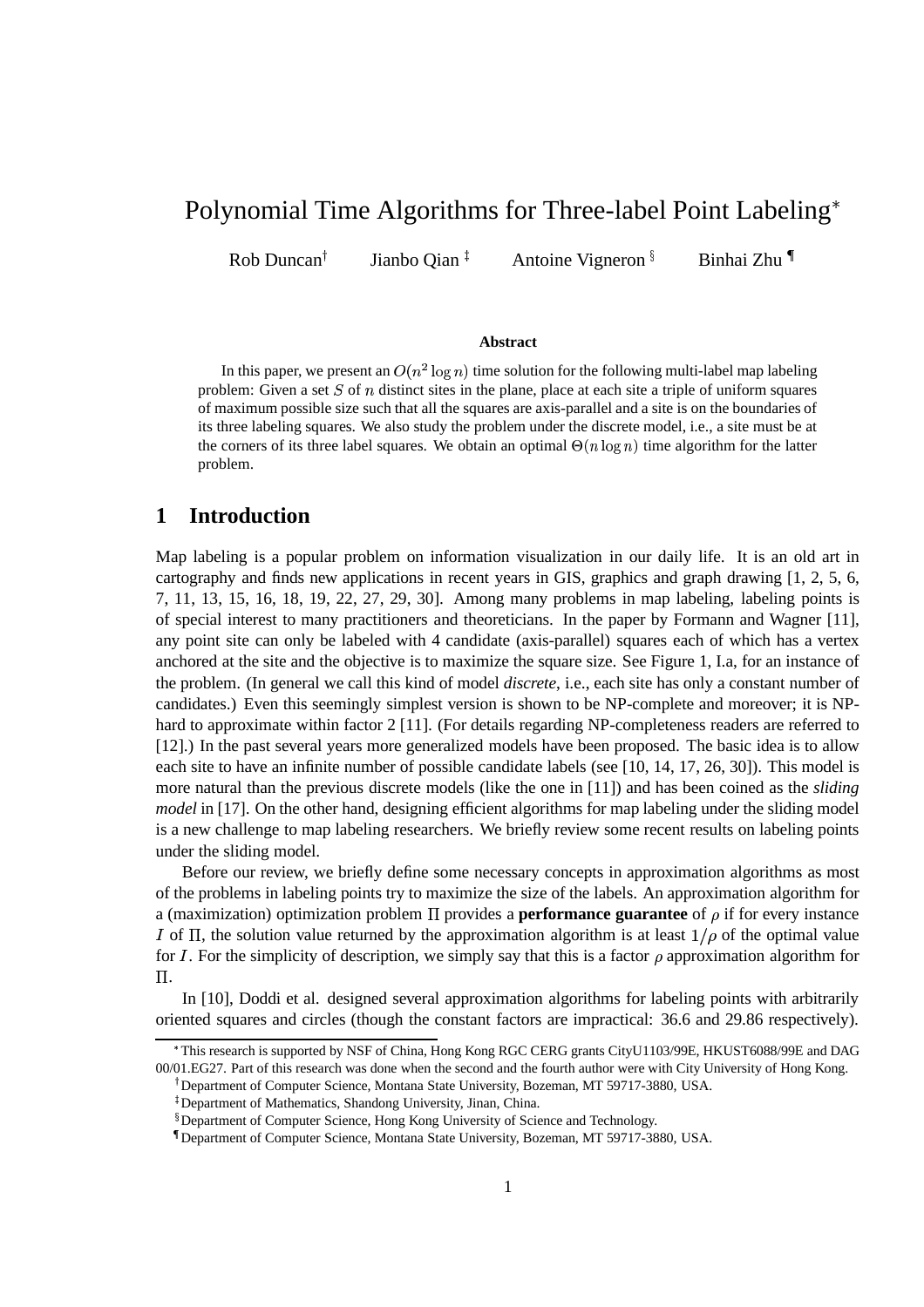# Polynomial Time Algorithms for Three-label Point Labeling*

Rob Duncan[†] Jianbo Qian [‡] Antoine Vigneron [§] Binhai Zhu [¶]

**Abstract**

In this paper, we present an $O(n^2 \log n)$ time solution for the following multi-label map labeling problem: Given a set $S$ of $n$ distinct sites in the plane, place at each site a triple of uniform squares of maximum possible size such that all the squares are axis-parallel and a site is on the boundaries of its three labeling squares. We also study the problem under the discrete model, i.e., a site must be at the corners of its three label squares. We obtain an optimal $\Theta(n \log n)$ time algorithm for the latter problem.

## 1 Introduction

Map labeling is a popular problem on information visualization in our daily life. It is an old art in cartography and finds new applications in recent years in GIS, graphics and graph drawing [1, 2, 5, 6, 7, 11, 13, 15, 16, 18, 19, 22, 27, 29, 30]. Among many problems in map labeling, labeling points is of special interest to many practitioners and theoreticians. In the paper by Formann and Wagner [11], any point site can only be labeled with 4 candidate (axis-parallel) squares each of which has a vertex anchored at the site and the objective is to maximize the square size. See Figure 1, I.a, for an instance of the problem. (In general we call this kind of model *discrete*, i.e., each site has only a constant number of candidates.) Even this seemingly simplest version is shown to be NP-complete and moreover; it is NP-hard to approximate within factor 2 [11]. (For details regarding NP-completeness readers are referred to [12].) In the past several years more generalized models have been proposed. The basic idea is to allow each site to have an infinite number of possible candidate labels (see [10, 14, 17, 26, 30]). This model is more natural than the previous discrete models (like the one in [11]) and has been coined as the *sliding model* in [17]. On the other hand, designing efficient algorithms for map labeling under the sliding model is a new challenge to map labeling researchers. We briefly review some recent results on labeling points under the sliding model.

Before our review, we briefly define some necessary concepts in approximation algorithms as most of the problems in labeling points try to maximize the size of the labels. An approximation algorithm for a (maximization) optimization problem $\Pi$ provides a **performance guarantee** of $\rho$ if for every instance $I$ of $\Pi$, the solution value returned by the approximation algorithm is at least $1/\rho$ of the optimal value for $I$. For the simplicity of description, we simply say that this is a factor $\rho$ approximation algorithm for $\Pi$.

In [10], Doddi et al. designed several approximation algorithms for labeling points with arbitrarily oriented squares and circles (though the constant factors are impractical: 36.6 and 29.86 respectively).

---

*This research is supported by NSF of China, Hong Kong RGC CERG grants CityU1103/99E, HKUST6088/99E and DAG 00/01.EG27. Part of this research was done when the second and the fourth author were with City University of Hong Kong.

[†]Department of Computer Science, Montana State University, Bozeman, MT 59717-3880, USA.

[‡]Department of Mathematics, Shandong University, Jinan, China.

[§]Department of Computer Science, Hong Kong University of Science and Technology.

[¶]Department of Computer Science, Montana State University, Bozeman, MT 59717-3880, USA.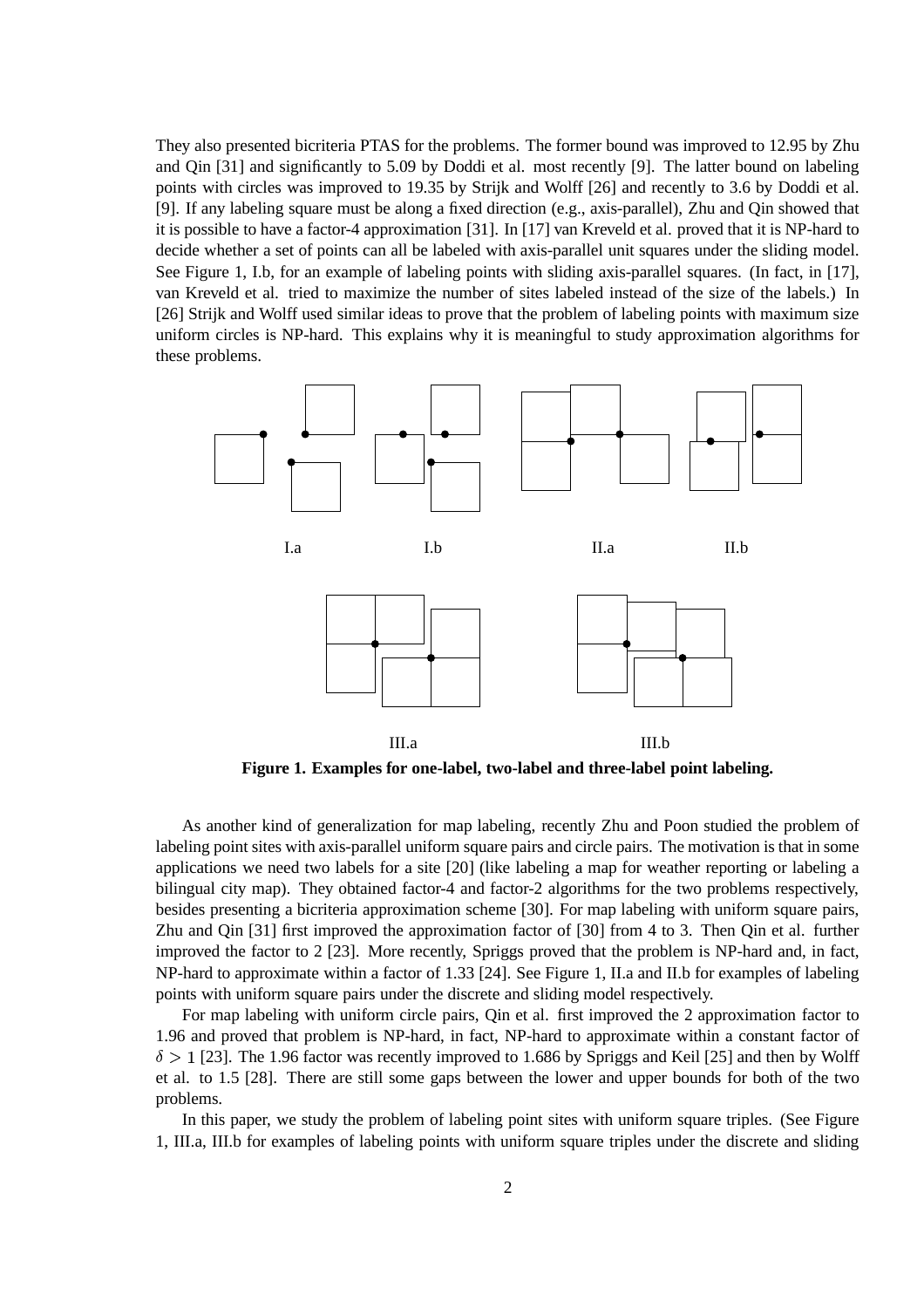They also presented bicriteria PTAS for the problems. The former bound was improved to 12.95 by Zhu and Qin [31] and significantly to 5.09 by Doddi et al. most recently [9]. The latter bound on labeling points with circles was improved to 19.35 by Strijk and Wolff [26] and recently to 3.6 by Doddi et al. [9]. If any labeling square must be along a fixed direction (e.g., axis-parallel), Zhu and Qin showed that it is possible to have a factor-4 approximation [31]. In [17] van Kreveld et al. proved that it is NP-hard to decide whether a set of points can all be labeled with axis-parallel unit squares under the sliding model. See Figure 1, I.b, for an example of labeling points with sliding axis-parallel squares. (In fact, in [17], van Kreveld et al. tried to maximize the number of sites labeled instead of the size of the labels.) In [26] Strijk and Wolff used similar ideas to prove that the problem of labeling points with maximum size uniform circles is NP-hard. This explains why it is meaningful to study approximation algorithms for these problems.

I.a I.b II.a II.b

III.a III.b

**Figure 1. Examples for one-label, two-label and three-label point labeling.**

As another kind of generalization for map labeling, recently Zhu and Poon studied the problem of labeling point sites with axis-parallel uniform square pairs and circle pairs. The motivation is that in some applications we need two labels for a site [20] (like labeling a map for weather reporting or labeling a bilingual city map). They obtained factor-4 and factor-2 algorithms for the two problems respectively, besides presenting a bicriteria approximation scheme [30]. For map labeling with uniform square pairs, Zhu and Qin [31] first improved the approximation factor of [30] from 4 to 3. Then Qin et al. further improved the factor to 2 [23]. More recently, Spriggs proved that the problem is NP-hard and, in fact, NP-hard to approximate within a factor of 1.33 [24]. See Figure 1, II.a and II.b for examples of labeling points with uniform square pairs under the discrete and sliding model respectively.

For map labeling with uniform circle pairs, Qin et al. first improved the 2 approximation factor to 1.96 and proved that problem is NP-hard, in fact, NP-hard to approximate within a constant factor of $\delta > 1$ [23]. The 1.96 factor was recently improved to 1.686 by Spriggs and Keil [25] and then by Wolff et al. to 1.5 [28]. There are still some gaps between the lower and upper bounds for both of the two problems.

In this paper, we study the problem of labeling point sites with uniform square triples. (See Figure 1, III.a, III.b for examples of labeling points with uniform square triples under the discrete and sliding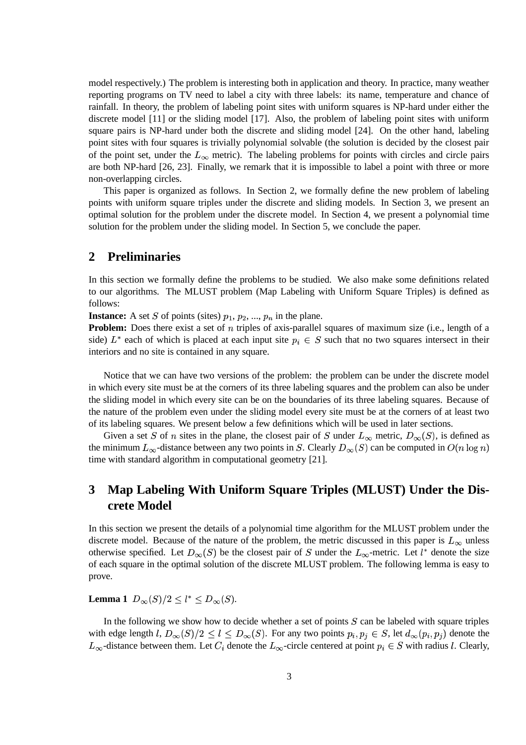model respectively.) The problem is interesting both in application and theory. In practice, many weather reporting programs on TV need to label a city with three labels: its name, temperature and chance of rainfall. In theory, the problem of labeling point sites with uniform squares is NP-hard under either the discrete model [11] or the sliding model [17]. Also, the problem of labeling point sites with uniform square pairs is NP-hard under both the discrete and sliding model [24]. On the other hand, labeling point sites with four squares is trivially polynomial solvable (the solution is decided by the closest pair of the point set, under the $L_\infty$ metric). The labeling problems for points with circles and circle pairs are both NP-hard [26, 23]. Finally, we remark that it is impossible to label a point with three or more non-overlapping circles.

This paper is organized as follows. In Section 2, we formally define the new problem of labeling points with uniform square triples under the discrete and sliding models. In Section 3, we present an optimal solution for the problem under the discrete model. In Section 4, we present a polynomial time solution for the problem under the sliding model. In Section 5, we conclude the paper.

## 2 Preliminaries

In this section we formally define the problems to be studied. We also make some definitions related to our algorithms. The MLUST problem (Map Labeling with Uniform Square Triples) is defined as follows:

**Instance:** A set $S$ of points (sites) $p_1$, $p_2$, ..., $p_n$ in the plane.

**Problem:** Does there exist a set of $n$ triples of axis-parallel squares of maximum size (i.e., length of a side) $L^*$ each of which is placed at each input site $p_i \in S$ such that no two squares intersect in their interiors and no site is contained in any square.

Notice that we can have two versions of the problem: the problem can be under the discrete model in which every site must be at the corners of its three labeling squares and the problem can also be under the sliding model in which every site can be on the boundaries of its three labeling squares. Because of the nature of the problem even under the sliding model every site must be at the corners of at least two of its labeling squares. We present below a few definitions which will be used in later sections.

Given a set $S$ of $n$ sites in the plane, the closest pair of $S$ under $L_\infty$ metric, $D_\infty(S)$, is defined as the minimum $L_\infty$-distance between any two points in $S$. Clearly $D_\infty(S)$ can be computed in $O(n \log n)$ time with standard algorithm in computational geometry [21].

## 3 Map Labeling With Uniform Square Triples (MLUST) Under the Discrete Model

In this section we present the details of a polynomial time algorithm for the MLUST problem under the discrete model. Because of the nature of the problem, the metric discussed in this paper is $L_\infty$ unless otherwise specified. Let $D_\infty(S)$ be the closest pair of $S$ under the $L_\infty$-metric. Let $l^*$ denote the size of each square in the optimal solution of the discrete MLUST problem. The following lemma is easy to prove.

**Lemma 1** $D_\infty(S)/2 \leq l^* \leq D_\infty(S)$.

In the following we show how to decide whether a set of points $S$ can be labeled with square triples with edge length $l$, $D_\infty(S)/2 \leq l \leq D_\infty(S)$. For any two points $p_i, p_j \in S$, let $d_\infty(p_i, p_j)$ denote the $L_\infty$-distance between them. Let $C_i$ denote the $L_\infty$-circle centered at point $p_i \in S$ with radius $l$. Clearly,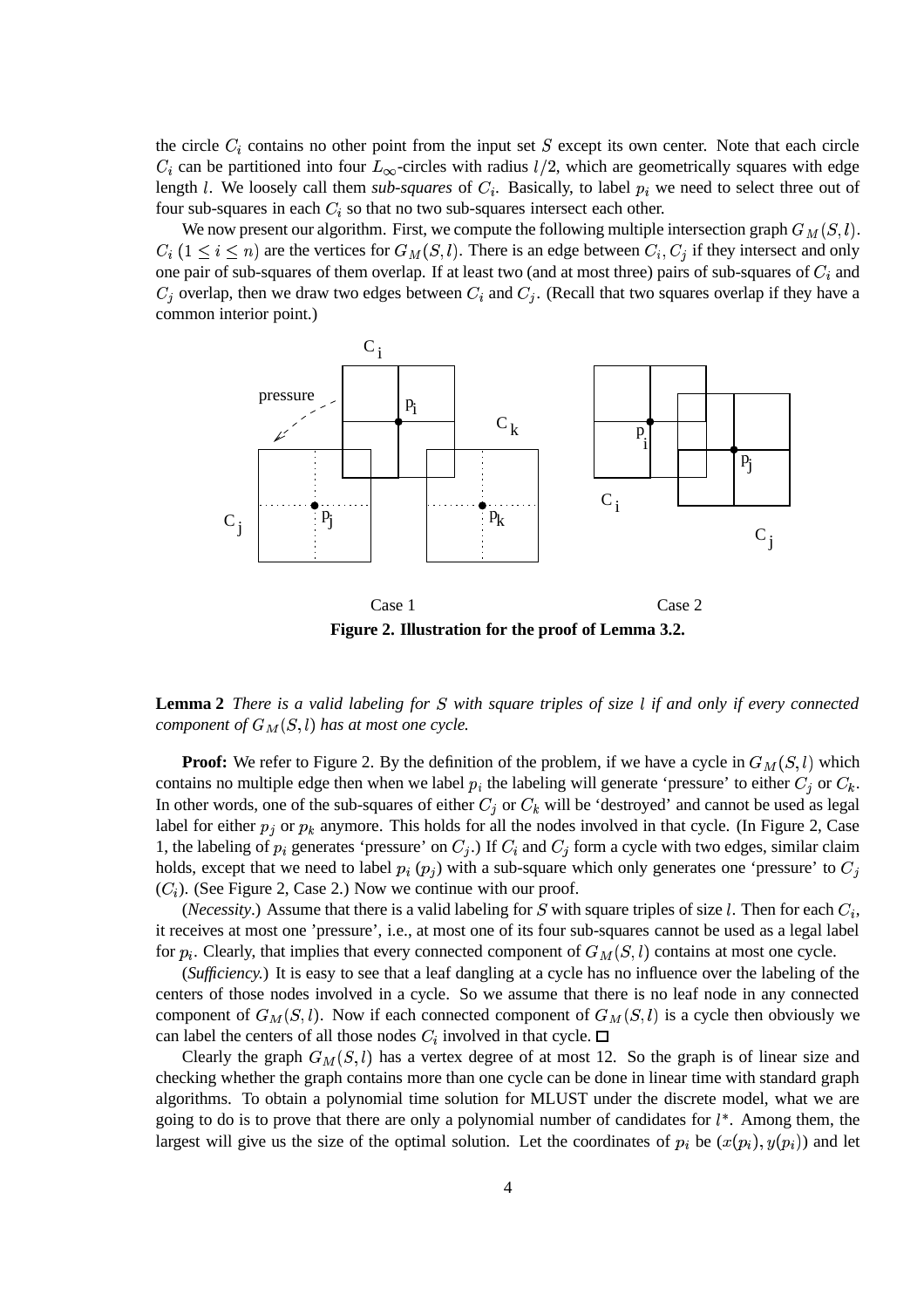the circle $C_i$ contains no other point from the input set $S$ except its own center. Note that each circle $C_i$ can be partitioned into four $L_\infty$-circles with radius $l/2$, which are geometrically squares with edge length $l$. We loosely call them *sub-squares* of $C_i$. Basically, to label $p_i$ we need to select three out of four sub-squares in each $C_i$ so that no two sub-squares intersect each other.

We now present our algorithm. First, we compute the following multiple intersection graph $G_M(S, l)$. $C_i$ ($1 \le i \le n$) are the vertices for $G_M(S, l)$. There is an edge between $C_i, C_j$ if they intersect and only one pair of sub-squares of them overlap. If at least two (and at most three) pairs of sub-squares of $C_i$ and $C_j$ overlap, then we draw two edges between $C_i$ and $C_j$. (Recall that two squares overlap if they have a common interior point.)

**Figure 2. Illustration for the proof of Lemma 3.2.**

**Lemma 2** *There is a valid labeling for $S$ with square triples of size $l$ if and only if every connected component of $G_M(S, l)$ has at most one cycle.*

**Proof:** We refer to Figure 2. By the definition of the problem, if we have a cycle in $G_M(S, l)$ which contains no multiple edge then when we label $p_i$ the labeling will generate 'pressure' to either $C_j$ or $C_k$. In other words, one of the sub-squares of either $C_j$ or $C_k$ will be 'destroyed' and cannot be used as legal label for either $p_j$ or $p_k$ anymore. This holds for all the nodes involved in that cycle. (In Figure 2, Case 1, the labeling of $p_i$ generates 'pressure' on $C_j$.) If $C_i$ and $C_j$ form a cycle with two edges, similar claim holds, except that we need to label $p_i$ ($p_j$) with a sub-square which only generates one 'pressure' to $C_j$ ($C_i$). (See Figure 2, Case 2.) Now we continue with our proof.

(*Necessity*.) Assume that there is a valid labeling for $S$ with square triples of size $l$. Then for each $C_i$, it receives at most one 'pressure', i.e., at most one of its four sub-squares cannot be used as a legal label for $p_i$. Clearly, that implies that every connected component of $G_M(S, l)$ contains at most one cycle.

(*Sufficiency.*) It is easy to see that a leaf dangling at a cycle has no influence over the labeling of the centers of those nodes involved in a cycle. So we assume that there is no leaf node in any connected component of $G_M(S, l)$. Now if each connected component of $G_M(S, l)$ is a cycle then obviously we can label the centers of all those nodes $C_i$ involved in that cycle. □

Clearly the graph $G_M(S, l)$ has a vertex degree of at most 12. So the graph is of linear size and checking whether the graph contains more than one cycle can be done in linear time with standard graph algorithms. To obtain a polynomial time solution for MLUST under the discrete model, what we are going to do is to prove that there are only a polynomial number of candidates for $l^*$. Among them, the largest will give us the size of the optimal solution. Let the coordinates of $p_i$ be $(x(p_i), y(p_i))$ and let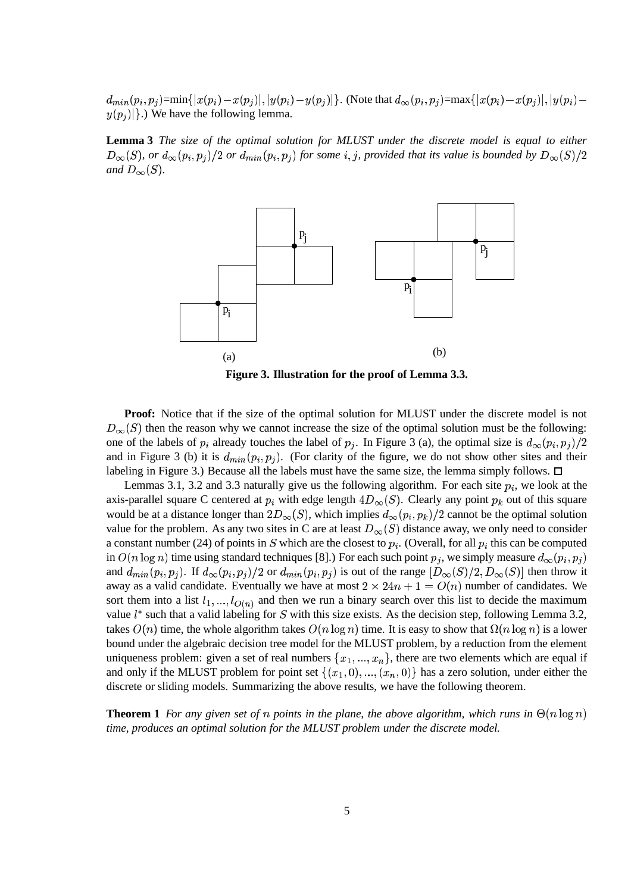$d_{min}(p_i, p_j)$=min$\{|x(p_i) - x(p_j)|, |y(p_i) - y(p_j)|\}$. (Note that $d_\infty(p_i, p_j)$=max$\{|x(p_i) - x(p_j)|, |y(p_i) - y(p_j)|\}$.) We have the following lemma.

**Lemma 3** *The size of the optimal solution for MLUST under the discrete model is equal to either $D_\infty(S)$, or $d_\infty(p_i, p_j)/2$ or $d_{min}(p_i, p_j)$ for some $i, j$, provided that its value is bounded by $D_\infty(S)/2$ and $D_\infty(S)$.*

**Figure 3. Illustration for the proof of Lemma 3.3.**

**Proof:** Notice that if the size of the optimal solution for MLUST under the discrete model is not $D_\infty(S)$ then the reason why we cannot increase the size of the optimal solution must be the following: one of the labels of $p_i$ already touches the label of $p_j$. In Figure 3 (a), the optimal size is $d_\infty(p_i, p_j)/2$ and in Figure 3 (b) it is $d_{min}(p_i, p_j)$. (For clarity of the figure, we do not show other sites and their labeling in Figure 3.) Because all the labels must have the same size, the lemma simply follows. □

Lemmas 3.1, 3.2 and 3.3 naturally give us the following algorithm. For each site $p_i$, we look at the axis-parallel square C centered at $p_i$ with edge length $4D_\infty(S)$. Clearly any point $p_k$ out of this square would be at a distance longer than $2D_\infty(S)$, which implies $d_\infty(p_i, p_k)/2$ cannot be the optimal solution value for the problem. As any two sites in C are at least $D_\infty(S)$ distance away, we only need to consider a constant number (24) of points in $S$ which are the closest to $p_i$. (Overall, for all $p_i$ this can be computed in $O(n \log n)$ time using standard techniques [8].) For each such point $p_j$, we simply measure $d_\infty(p_i, p_j)$ and $d_{min}(p_i, p_j)$. If $d_\infty(p_i, p_j)/2$ or $d_{min}(p_i, p_j)$ is out of the range $[D_\infty(S)/2, D_\infty(S)]$ then throw it away as a valid candidate. Eventually we have at most $2 \times 24n + 1 = O(n)$ number of candidates. We sort them into a list $l_1, ..., l_{O(n)}$ and then we run a binary search over this list to decide the maximum value $l^*$ such that a valid labeling for $S$ with this size exists. As the decision step, following Lemma 3.2, takes $O(n)$ time, the whole algorithm takes $O(n \log n)$ time. It is easy to show that $\Omega(n \log n)$ is a lower bound under the algebraic decision tree model for the MLUST problem, by a reduction from the element uniqueness problem: given a set of real numbers $\{x_1, ..., x_n\}$, there are two elements which are equal if and only if the MLUST problem for point set $\{(x_1, 0), ..., (x_n, 0)\}$ has a zero solution, under either the discrete or sliding models. Summarizing the above results, we have the following theorem.

**Theorem 1** *For any given set of $n$ points in the plane, the above algorithm, which runs in $\Theta(n \log n)$ time, produces an optimal solution for the MLUST problem under the discrete model.*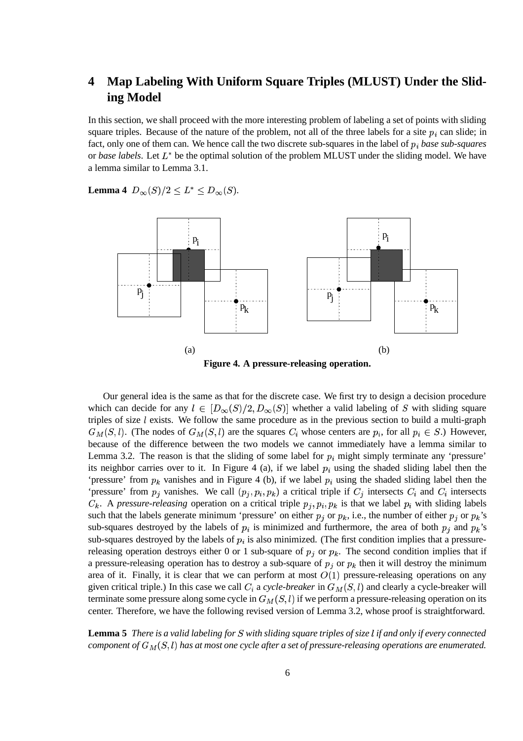## 4 Map Labeling With Uniform Square Triples (MLUST) Under the Sliding Model

In this section, we shall proceed with the more interesting problem of labeling a set of points with sliding square triples. Because of the nature of the problem, not all of the three labels for a site $p_i$ can slide; in fact, only one of them can. We hence call the two discrete sub-squares in the label of $p_i$ *base sub-squares* or *base labels*. Let $L^*$ be the optimal solution of the problem MLUST under the sliding model. We have a lemma similar to Lemma 3.1.

**Lemma 4** $D_\infty(S)/2 \le L^* \le D_\infty(S)$.

**Figure 4. A pressure-releasing operation.**

Our general idea is the same as that for the discrete case. We first try to design a decision procedure which can decide for any $l \in [D_\infty(S)/2, D_\infty(S)]$ whether a valid labeling of $S$ with sliding square triples of size $l$ exists. We follow the same procedure as in the previous section to build a multi-graph $G_M(S,l)$. (The nodes of $G_M(S,l)$ are the squares $C_i$ whose centers are $p_i$, for all $p_i \in S$.) However, because of the difference between the two models we cannot immediately have a lemma similar to Lemma 3.2. The reason is that the sliding of some label for $p_i$ might simply terminate any 'pressure' its neighbor carries over to it. In Figure 4 (a), if we label $p_i$ using the shaded sliding label then the 'pressure' from $p_k$ vanishes and in Figure 4 (b), if we label $p_i$ using the shaded sliding label then the 'pressure' from $p_j$ vanishes. We call $(p_j, p_i, p_k)$ a critical triple if $C_j$ intersects $C_i$ and $C_i$ intersects $C_k$. A *pressure-releasing* operation on a critical triple $p_j, p_i, p_k$ is that we label $p_i$ with sliding labels such that the labels generate minimum 'pressure' on either $p_j$ or $p_k$, i.e., the number of either $p_j$ or $p_k$'s sub-squares destroyed by the labels of $p_i$ is minimized and furthermore, the area of both $p_j$ and $p_k$'s sub-squares destroyed by the labels of $p_i$ is also minimized. (The first condition implies that a pressure-releasing operation destroys either 0 or 1 sub-square of $p_j$ or $p_k$. The second condition implies that if a pressure-releasing operation has to destroy a sub-square of $p_j$ or $p_k$ then it will destroy the minimum area of it. Finally, it is clear that we can perform at most $O(1)$ pressure-releasing operations on any given critical triple.) In this case we call $C_i$ a *cycle-breaker* in $G_M(S,l)$ and clearly a cycle-breaker will terminate some pressure along some cycle in $G_M(S,l)$ if we perform a pressure-releasing operation on its center. Therefore, we have the following revised version of Lemma 3.2, whose proof is straightforward.

**Lemma 5** *There is a valid labeling for $S$ with sliding square triples of size $l$ if and only if every connected component of $G_M(S,l)$ has at most one cycle after a set of pressure-releasing operations are enumerated.*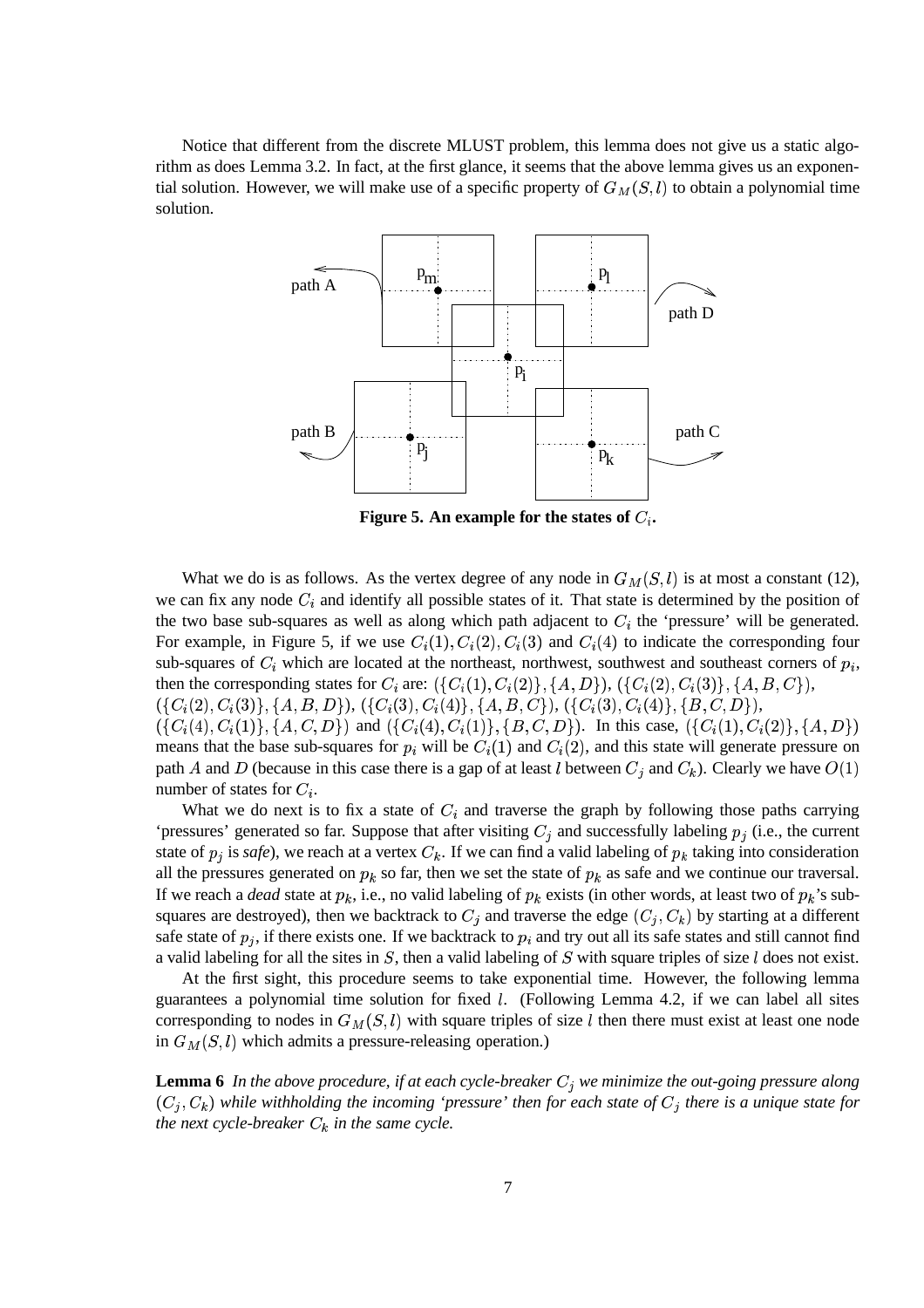Notice that different from the discrete MLUST problem, this lemma does not give us a static algorithm as does Lemma 3.2. In fact, at the first glance, it seems that the above lemma gives us an exponential solution. However, we will make use of a specific property of $G_M(S,l)$ to obtain a polynomial time solution.

**Figure 5. An example for the states of $C_i$.**

What we do is as follows. As the vertex degree of any node in $G_M(S,l)$ is at most a constant (12), we can fix any node $C_i$ and identify all possible states of it. That state is determined by the position of the two base sub-squares as well as along which path adjacent to $C_i$ the 'pressure' will be generated. For example, in Figure 5, if we use $C_i(1), C_i(2), C_i(3)$ and $C_i(4)$ to indicate the corresponding four sub-squares of $C_i$ which are located at the northeast, northwest, southwest and southeast corners of $p_i$, then the corresponding states for $C_i$ are: $(\{C_i(1), C_i(2)\}, \{A, D\})$, $(\{C_i(2), C_i(3)\}, \{A, B, C\})$, $(\{C_i(2), C_i(3)\}, \{A, B, D\})$, $(\{C_i(3), C_i(4)\}, \{A, B, C\})$, $(\{C_i(3), C_i(4)\}, \{B, C, D\})$, $(\{C_i(4), C_i(1)\}, \{A, C, D\})$ and $(\{C_i(4), C_i(1)\}, \{B, C, D\})$. In this case, $(\{C_i(1), C_i(2)\}, \{A, D\})$ means that the base sub-squares for $p_i$ will be $C_i(1)$ and $C_i(2)$, and this state will generate pressure on path $A$ and $D$ (because in this case there is a gap of at least $l$ between $C_j$ and $C_k$). Clearly we have $O(1)$ number of states for $C_i$.

What we do next is to fix a state of $C_i$ and traverse the graph by following those paths carrying 'pressures' generated so far. Suppose that after visiting $C_j$ and successfully labeling $p_j$ (i.e., the current state of $p_j$ is *safe*), we reach at a vertex $C_k$. If we can find a valid labeling of $p_k$ taking into consideration all the pressures generated on $p_k$ so far, then we set the state of $p_k$ as safe and we continue our traversal. If we reach a *dead* state at $p_k$, i.e., no valid labeling of $p_k$ exists (in other words, at least two of $p_k$'s sub-squares are destroyed), then we backtrack to $C_j$ and traverse the edge $(C_j, C_k)$ by starting at a different safe state of $p_j$, if there exists one. If we backtrack to $p_i$ and try out all its safe states and still cannot find a valid labeling for all the sites in $S$, then a valid labeling of $S$ with square triples of size $l$ does not exist.

At the first sight, this procedure seems to take exponential time. However, the following lemma guarantees a polynomial time solution for fixed $l$. (Following Lemma 4.2, if we can label all sites corresponding to nodes in $G_M(S,l)$ with square triples of size $l$ then there must exist at least one node in $G_M(S,l)$ which admits a pressure-releasing operation.)

**Lemma 6** *In the above procedure, if at each cycle-breaker $C_j$ we minimize the out-going pressure along $(C_j, C_k)$ while withholding the incoming 'pressure' then for each state of $C_j$ there is a unique state for the next cycle-breaker $C_k$ in the same cycle.*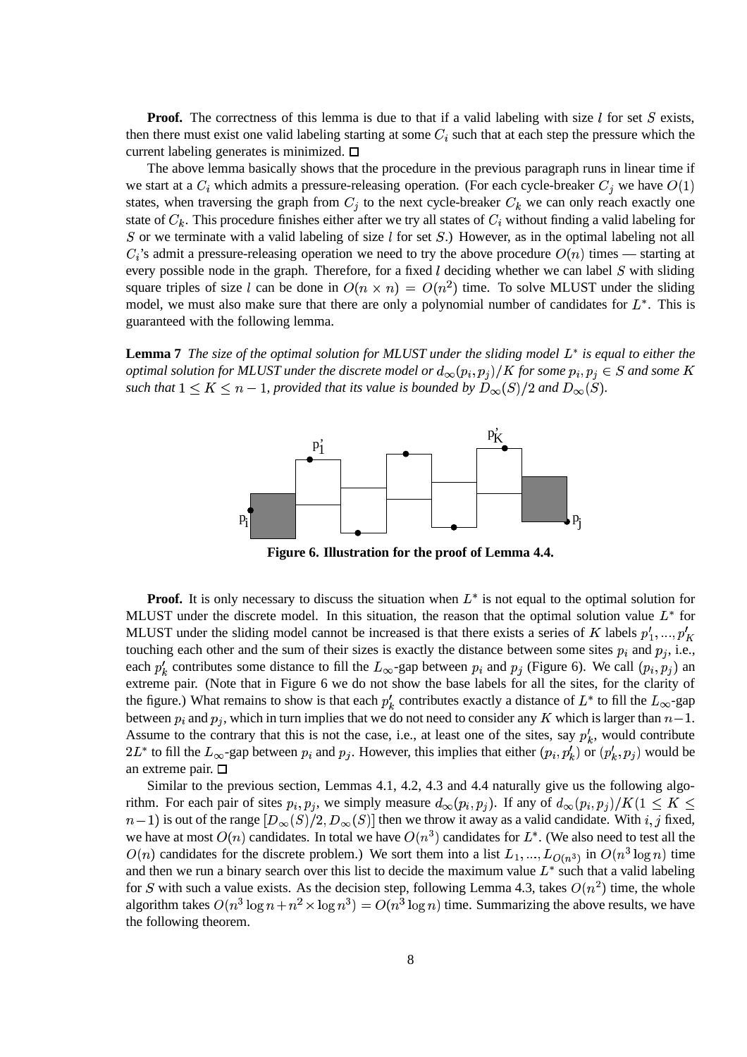**Proof.** The correctness of this lemma is due to that if a valid labeling with size $l$ for set $S$ exists, then there must exist one valid labeling starting at some $C_i$ such that at each step the pressure which the current labeling generates is minimized. □

The above lemma basically shows that the procedure in the previous paragraph runs in linear time if we start at a $C_i$ which admits a pressure-releasing operation. (For each cycle-breaker $C_j$ we have $O(1)$ states, when traversing the graph from $C_j$ to the next cycle-breaker $C_k$ we can only reach exactly one state of $C_k$. This procedure finishes either after we try all states of $C_i$ without finding a valid labeling for $S$ or we terminate with a valid labeling of size $l$ for set $S$.) However, as in the optimal labeling not all $C_i$'s admit a pressure-releasing operation we need to try the above procedure $O(n)$ times — starting at every possible node in the graph. Therefore, for a fixed $l$ deciding whether we can label $S$ with sliding square triples of size $l$ can be done in $O(n \times n) = O(n^2)$ time. To solve MLUST under the sliding model, we must also make sure that there are only a polynomial number of candidates for $L^*$. This is guaranteed with the following lemma.

**Lemma 7** *The size of the optimal solution for MLUST under the sliding model $L^*$ is equal to either the optimal solution for MLUST under the discrete model or $d_\infty(p_i, p_j)/K$ for some $p_i, p_j \in S$ and some $K$ such that $1 \leq K \leq n-1$, provided that its value is bounded by $D_\infty(S)/2$ and $D_\infty(S)$.*

**Figure 6. Illustration for the proof of Lemma 4.4.**

**Proof.** It is only necessary to discuss the situation when $L^*$ is not equal to the optimal solution for MLUST under the discrete model. In this situation, the reason that the optimal solution value $L^*$ for MLUST under the sliding model cannot be increased is that there exists a series of $K$ labels $p'_1, ..., p'_K$ touching each other and the sum of their sizes is exactly the distance between some sites $p_i$ and $p_j$, i.e., each $p'_k$ contributes some distance to fill the $L_\infty$-gap between $p_i$ and $p_j$ (Figure 6). We call $(p_i, p_j)$ an extreme pair. (Note that in Figure 6 we do not show the base labels for all the sites, for the clarity of the figure.) What remains to show is that each $p'_k$ contributes exactly a distance of $L^*$ to fill the $L_\infty$-gap between $p_i$ and $p_j$, which in turn implies that we do not need to consider any $K$ which is larger than $n-1$. Assume to the contrary that this is not the case, i.e., at least one of the sites, say $p'_k$, would contribute $2L^*$ to fill the $L_\infty$-gap between $p_i$ and $p_j$. However, this implies that either $(p_i, p'_k)$ or $(p'_k, p_j)$ would be an extreme pair. □

Similar to the previous section, Lemmas 4.1, 4.2, 4.3 and 4.4 naturally give us the following algorithm. For each pair of sites $p_i, p_j$, we simply measure $d_\infty(p_i, p_j)$. If any of $d_\infty(p_i, p_j)/K (1 \leq K \leq n-1)$ is out of the range $[D_\infty(S)/2, D_\infty(S)]$ then we throw it away as a valid candidate. With $i, j$ fixed, we have at most $O(n)$ candidates. In total we have $O(n^3)$ candidates for $L^*$. (We also need to test all the $O(n)$ candidates for the discrete problem.) We sort them into a list $L_1, ..., L_{O(n^3)}$ in $O(n^3 \log n)$ time and then we run a binary search over this list to decide the maximum value $L^*$ such that a valid labeling for $S$ with such a value exists. As the decision step, following Lemma 4.3, takes $O(n^2)$ time, the whole algorithm takes $O(n^3 \log n + n^2 \times \log n^3) = O(n^3 \log n)$ time. Summarizing the above results, we have the following theorem.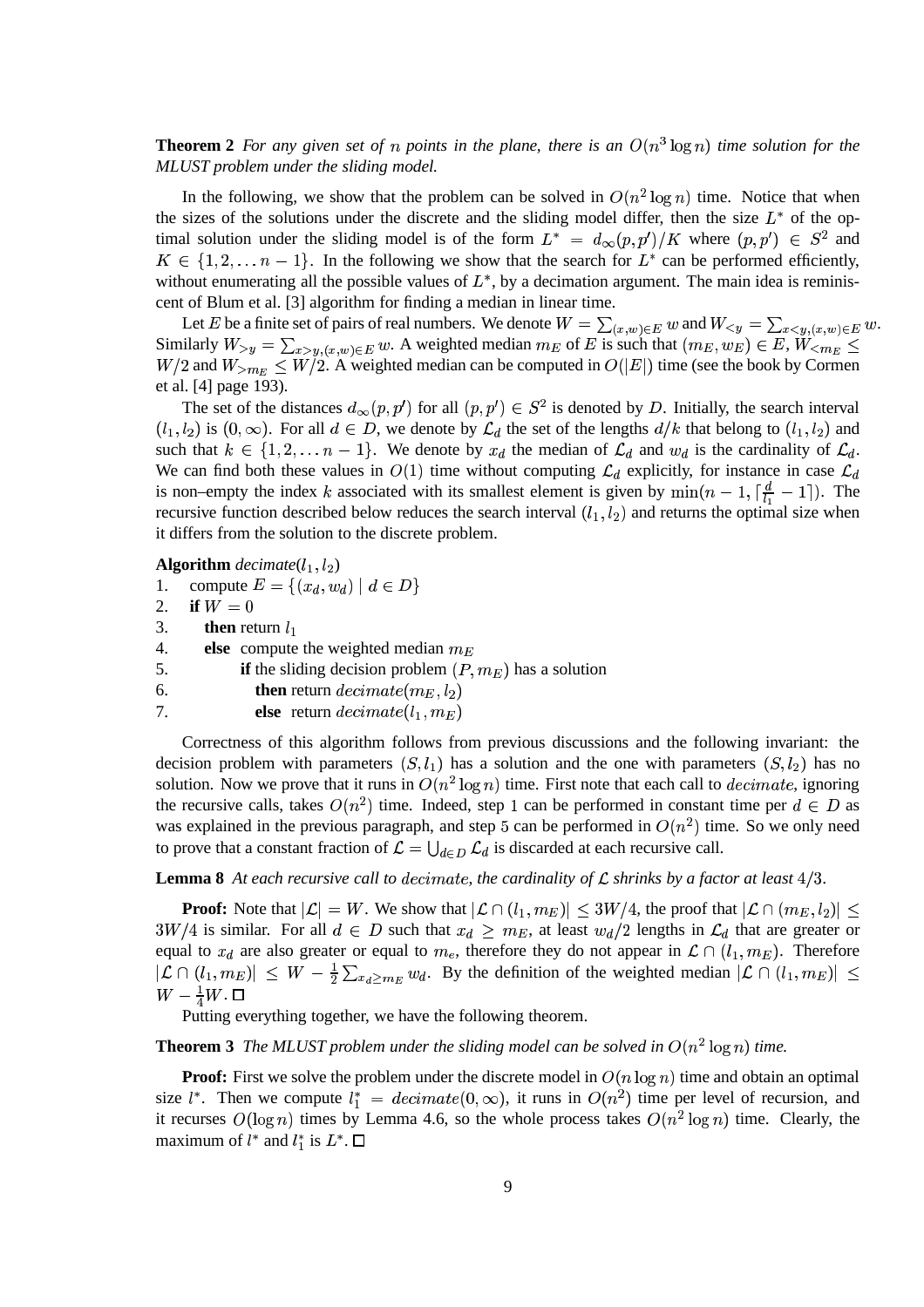**Theorem 2** *For any given set of $n$ points in the plane, there is an $O(n^3 \log n)$ time solution for the MLUST problem under the sliding model.*

In the following, we show that the problem can be solved in $O(n^2 \log n)$ time. Notice that when the sizes of the solutions under the discrete and the sliding model differ, then the size $L^*$ of the optimal solution under the sliding model is of the form $L^* = d_\infty(p, p')/K$ where $(p, p') \in S^2$ and $K \in \{1, 2, \ldots n-1\}$. In the following we show that the search for $L^*$ can be performed efficiently, without enumerating all the possible values of $L^*$, by a decimation argument. The main idea is reminiscent of Blum et al. [3] algorithm for finding a median in linear time.

Let $E$ be a finite set of pairs of real numbers. We denote $W = \sum_{(x,w) \in E} w$ and $W_{<y} = \sum_{x<y,(x,w)\in E} w$. Similarly $W_{>y} = \sum_{x>y,(x,w)\in E} w$. A weighted median $m_E$ of $E$ is such that $(m_E, w_E) \in E$, $W_{<m_E} \leq W/2$ and $W_{>m_E} \leq W/2$. A weighted median can be computed in $O(|E|)$ time (see the book by Cormen et al. [4] page 193).

The set of the distances $d_\infty(p, p')$ for all $(p, p') \in S^2$ is denoted by $D$. Initially, the search interval $(l_1, l_2)$ is $(0, \infty)$. For all $d \in D$, we denote by $\mathcal{L}_d$ the set of the lengths $d/k$ that belong to $(l_1, l_2)$ and such that $k \in \{1, 2, \ldots n-1\}$. We denote by $x_d$ the median of $\mathcal{L}_d$ and $w_d$ is the cardinality of $\mathcal{L}_d$. We can find both these values in $O(1)$ time without computing $\mathcal{L}_d$ explicitly, for instance in case $\mathcal{L}_d$ is non–empty the index $k$ associated with its smallest element is given by $\min(n-1, \lceil \frac{d}{l_1} - 1 \rceil)$. The recursive function described below reduces the search interval $(l_1, l_2)$ and returns the optimal size when it differs from the solution to the discrete problem.

**Algorithm** *decimate*$(l_1, l_2)$

1. compute $E = \{(x_d, w_d) \mid d \in D\}$
2. **if** $W = 0$
3. **then** return $l_1$
4. **else** compute the weighted median $m_E$
5. **if** the sliding decision problem $(P, m_E)$ has a solution
6. **then** return $decimate(m_E, l_2)$
7. **else** return $decimate(l_1, m_E)$

Correctness of this algorithm follows from previous discussions and the following invariant: the decision problem with parameters $(S, l_1)$ has a solution and the one with parameters $(S, l_2)$ has no solution. Now we prove that it runs in $O(n^2 \log n)$ time. First note that each call to $decimate$, ignoring the recursive calls, takes $O(n^2)$ time. Indeed, step 1 can be performed in constant time per $d \in D$ as was explained in the previous paragraph, and step 5 can be performed in $O(n^2)$ time. So we only need to prove that a constant fraction of $\mathcal{L} = \bigcup_{d \in D} \mathcal{L}_d$ is discarded at each recursive call.

**Lemma 8** *At each recursive call to $decimate$, the cardinality of $\mathcal{L}$ shrinks by a factor at least $4/3$.*

**Proof:** Note that $|\mathcal{L}| = W$. We show that $|\mathcal{L} \cap (l_1, m_E)| \leq 3W/4$, the proof that $|\mathcal{L} \cap (m_E, l_2)| \leq 3W/4$ is similar. For all $d \in D$ such that $x_d \geq m_E$, at least $w_d/2$ lengths in $\mathcal{L}_d$ that are greater or equal to $x_d$ are also greater or equal to $m_e$, therefore they do not appear in $\mathcal{L} \cap (l_1, m_E)$. Therefore $|\mathcal{L} \cap (l_1, m_E)| \leq W - \frac{1}{2} \sum_{x_d \geq m_E} w_d$. By the definition of the weighted median $|\mathcal{L} \cap (l_1, m_E)| \leq W - \frac{1}{4} W$. □

Putting everything together, we have the following theorem.

**Theorem 3** *The MLUST problem under the sliding model can be solved in $O(n^2 \log n)$ time.*

**Proof:** First we solve the problem under the discrete model in $O(n \log n)$ time and obtain an optimal size $l^*$. Then we compute $l_1^* = decimate(0, \infty)$, it runs in $O(n^2)$ time per level of recursion, and it recurses $O(\log n)$ times by Lemma 4.6, so the whole process takes $O(n^2 \log n)$ time. Clearly, the maximum of $l^*$ and $l_1^*$ is $L^*$. □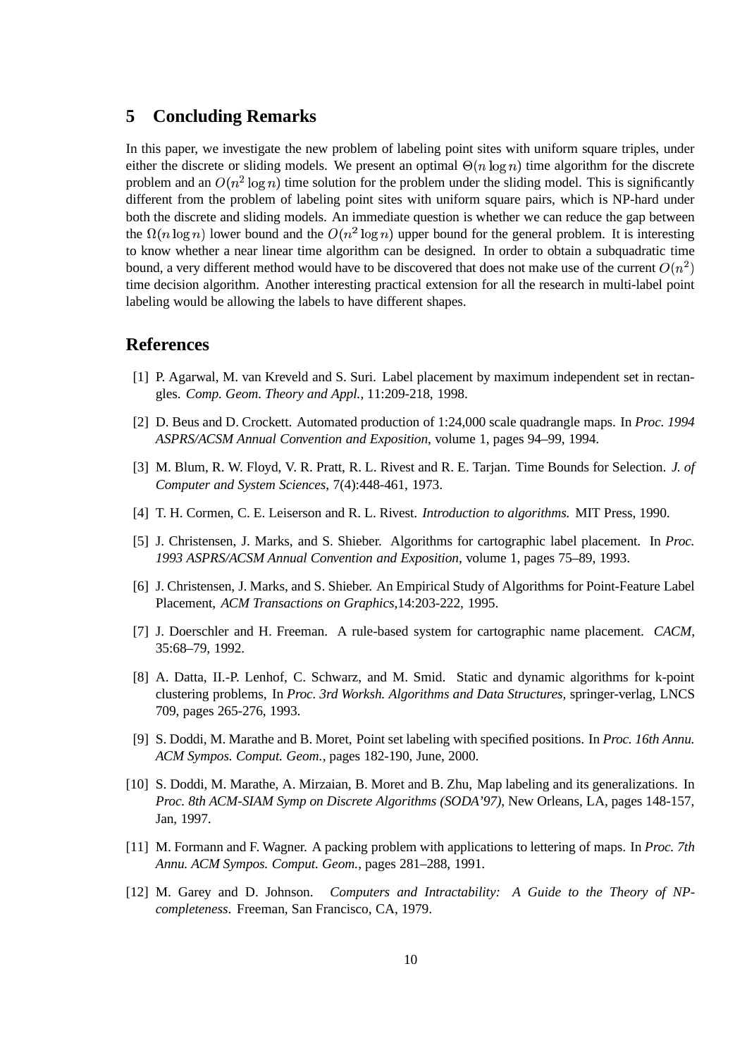## 5 Concluding Remarks

In this paper, we investigate the new problem of labeling point sites with uniform square triples, under either the discrete or sliding models. We present an optimal $\Theta(n \log n)$ time algorithm for the discrete problem and an $O(n^2 \log n)$ time solution for the problem under the sliding model. This is significantly different from the problem of labeling point sites with uniform square pairs, which is NP-hard under both the discrete and sliding models. An immediate question is whether we can reduce the gap between the $\Omega(n \log n)$ lower bound and the $O(n^2 \log n)$ upper bound for the general problem. It is interesting to know whether a near linear time algorithm can be designed. In order to obtain a subquadratic time bound, a very different method would have to be discovered that does not make use of the current $O(n^2)$ time decision algorithm. Another interesting practical extension for all the research in multi-label point labeling would be allowing the labels to have different shapes.

## References

[1] P. Agarwal, M. van Kreveld and S. Suri. Label placement by maximum independent set in rectangles. *Comp. Geom. Theory and Appl.*, 11:209-218, 1998.

[2] D. Beus and D. Crockett. Automated production of 1:24,000 scale quadrangle maps. In *Proc. 1994 ASPRS/ACSM Annual Convention and Exposition*, volume 1, pages 94–99, 1994.

[3] M. Blum, R. W. Floyd, V. R. Pratt, R. L. Rivest and R. E. Tarjan. Time Bounds for Selection. *J. of Computer and System Sciences*, 7(4):448-461, 1973.

[4] T. H. Cormen, C. E. Leiserson and R. L. Rivest. *Introduction to algorithms.* MIT Press, 1990.

[5] J. Christensen, J. Marks, and S. Shieber. Algorithms for cartographic label placement. In *Proc. 1993 ASPRS/ACSM Annual Convention and Exposition*, volume 1, pages 75–89, 1993.

[6] J. Christensen, J. Marks, and S. Shieber. An Empirical Study of Algorithms for Point-Feature Label Placement, *ACM Transactions on Graphics*,14:203-222, 1995.

[7] J. Doerschler and H. Freeman. A rule-based system for cartographic name placement. *CACM*, 35:68–79, 1992.

[8] A. Datta, H.-P. Lenhof, C. Schwarz, and M. Smid. Static and dynamic algorithms for k-point clustering problems, In *Proc. 3rd Worksh. Algorithms and Data Structures*, springer-verlag, LNCS 709, pages 265-276, 1993.

[9] S. Doddi, M. Marathe and B. Moret, Point set labeling with specified positions. In *Proc. 16th Annu. ACM Sympos. Comput. Geom.*, pages 182-190, June, 2000.

[10] S. Doddi, M. Marathe, A. Mirzaian, B. Moret and B. Zhu, Map labeling and its generalizations. In *Proc. 8th ACM-SIAM Symp on Discrete Algorithms (SODA'97)*, New Orleans, LA, pages 148-157, Jan, 1997.

[11] M. Formann and F. Wagner. A packing problem with applications to lettering of maps. In *Proc. 7th Annu. ACM Sympos. Comput. Geom.*, pages 281–288, 1991.

[12] M. Garey and D. Johnson. *Computers and Intractability: A Guide to the Theory of NP-completeness*. Freeman, San Francisco, CA, 1979.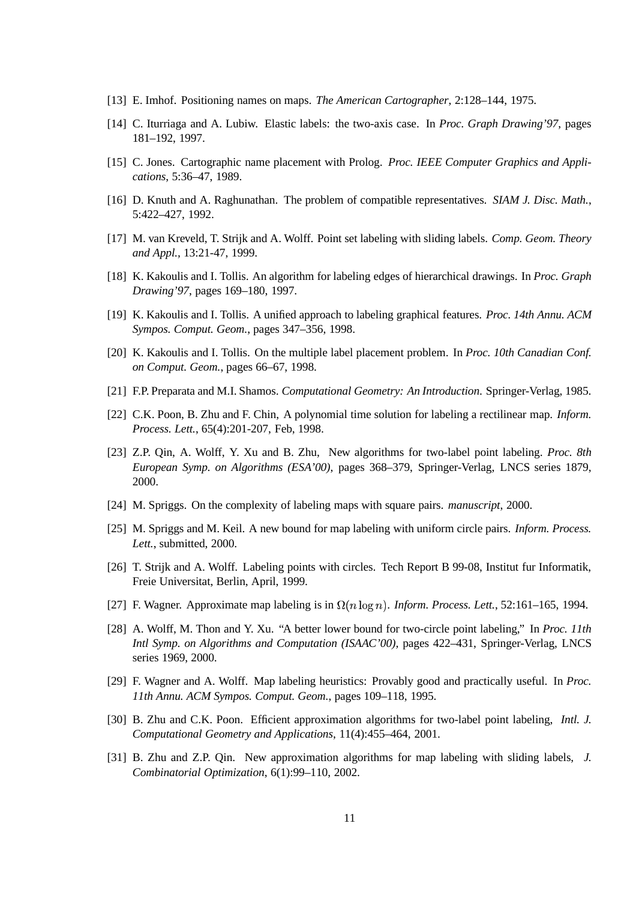[13] E. Imhof. Positioning names on maps. *The American Cartographer*, 2:128–144, 1975.

[14] C. Iturriaga and A. Lubiw. Elastic labels: the two-axis case. In *Proc. Graph Drawing'97*, pages 181–192, 1997.

[15] C. Jones. Cartographic name placement with Prolog. *Proc. IEEE Computer Graphics and Applications*, 5:36–47, 1989.

[16] D. Knuth and A. Raghunathan. The problem of compatible representatives. *SIAM J. Disc. Math.*, 5:422–427, 1992.

[17] M. van Kreveld, T. Strijk and A. Wolff. Point set labeling with sliding labels. *Comp. Geom. Theory and Appl.*, 13:21-47, 1999.

[18] K. Kakoulis and I. Tollis. An algorithm for labeling edges of hierarchical drawings. In *Proc. Graph Drawing'97*, pages 169–180, 1997.

[19] K. Kakoulis and I. Tollis. A unified approach to labeling graphical features. *Proc. 14th Annu. ACM Sympos. Comput. Geom.*, pages 347–356, 1998.

[20] K. Kakoulis and I. Tollis. On the multiple label placement problem. In *Proc. 10th Canadian Conf. on Comput. Geom.*, pages 66–67, 1998.

[21] F.P. Preparata and M.I. Shamos. *Computational Geometry: An Introduction*. Springer-Verlag, 1985.

[22] C.K. Poon, B. Zhu and F. Chin, A polynomial time solution for labeling a rectilinear map. *Inform. Process. Lett.*, 65(4):201-207, Feb, 1998.

[23] Z.P. Qin, A. Wolff, Y. Xu and B. Zhu, New algorithms for two-label point labeling. *Proc. 8th European Symp. on Algorithms (ESA'00)*, pages 368–379, Springer-Verlag, LNCS series 1879, 2000.

[24] M. Spriggs. On the complexity of labeling maps with square pairs. *manuscript*, 2000.

[25] M. Spriggs and M. Keil. A new bound for map labeling with uniform circle pairs. *Inform. Process. Lett.*, submitted, 2000.

[26] T. Strijk and A. Wolff. Labeling points with circles. Tech Report B 99-08, Institut fur Informatik, Freie Universitat, Berlin, April, 1999.

[27] F. Wagner. Approximate map labeling is in $\Omega(n \log n)$. *Inform. Process. Lett.*, 52:161–165, 1994.

[28] A. Wolff, M. Thon and Y. Xu. "A better lower bound for two-circle point labeling," In *Proc. 11th Intl Symp. on Algorithms and Computation (ISAAC'00)*, pages 422–431, Springer-Verlag, LNCS series 1969, 2000.

[29] F. Wagner and A. Wolff. Map labeling heuristics: Provably good and practically useful. In *Proc. 11th Annu. ACM Sympos. Comput. Geom.*, pages 109–118, 1995.

[30] B. Zhu and C.K. Poon. Efficient approximation algorithms for two-label point labeling, *Intl. J. Computational Geometry and Applications*, 11(4):455–464, 2001.

[31] B. Zhu and Z.P. Qin. New approximation algorithms for map labeling with sliding labels, *J. Combinatorial Optimization*, 6(1):99–110, 2002.